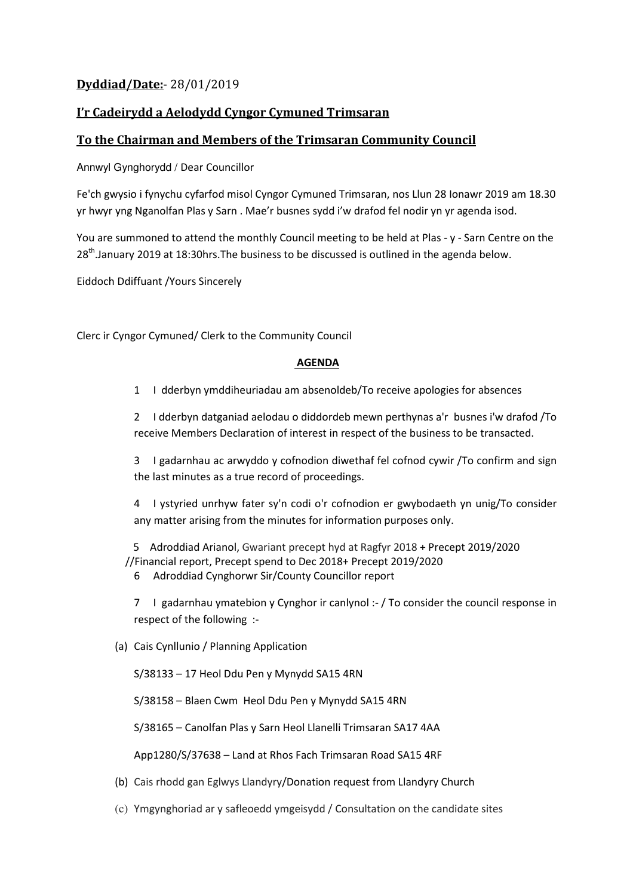**Dyddiad/Date:**- 28/01/2019

**I'r Cadeirydd a Aelodydd Cyngor Cymuned Trimsaran**

**To the Chairman and Members of the Trimsaran Community Council**

Annwyl Gynghorydd / Dear Councillor

Fe'ch gwysio i fynychu cyfarfod misol Cyngor Cymuned Trimsaran, nos Llun 28 Ionawr 2019 am 18.30 yr hwyr yng Nganolfan Plas y Sarn . Mae'r busnes sydd i'w drafod fel nodir yn yr agenda isod.

You are summoned to attend the monthly Council meeting to be held at Plas - y - Sarn Centre on the 28th.January 2019 at 18:30hrs.The business to be discussed is outlined in the agenda below.

Eiddoch Ddiffuant /Yours Sincerely

Clerc ir Cyngor Cymuned/ Clerk to the Community Council

**AGENDA**

1 I dderbyn ymddiheuriadau am absenoldeb/To receive apologies for absences

2 I dderbyn datganiad aelodau o diddordeb mewn perthynas a'r busnes i'w drafod /To receive Members Declaration of interest in respect of the business to be transacted.

3 I gadarnhau ac arwyddo y cofnodion diwethaf fel cofnod cywir /To confirm and sign the last minutes as a true record of proceedings.

4 I ystyried unrhyw fater sy'n codi o'r cofnodion er gwybodaeth yn unig/To consider any matter arising from the minutes for information purposes only.

5 Adroddiad Arianol, Gwariant precept hyd at Ragfyr 2018 + Precept 2019/2020 //Financial report, Precept spend to Dec 2018+ Precept 2019/2020

6 Adroddiad Cynghorwr Sir/County Councillor report

7 I gadarnhau ymatebion y Cynghor ir canlynol :- / To consider the council response in respect of the following :-

(a) Cais Cynllunio / Planning Application

S/38133 – 17 Heol Ddu Pen y Mynydd SA15 4RN

S/38158 – Blaen Cwm Heol Ddu Pen y Mynydd SA15 4RN

S/38165 – Canolfan Plas y Sarn Heol Llanelli Trimsaran SA17 4AA

App1280/S/37638 – Land at Rhos Fach Trimsaran Road SA15 4RF

(b) Cais rhodd gan Eglwys Llandyry/Donation request from Llandyry Church

(c) Ymgynghoriad ar y safleoedd ymgeisydd / Consultation on the candidate sites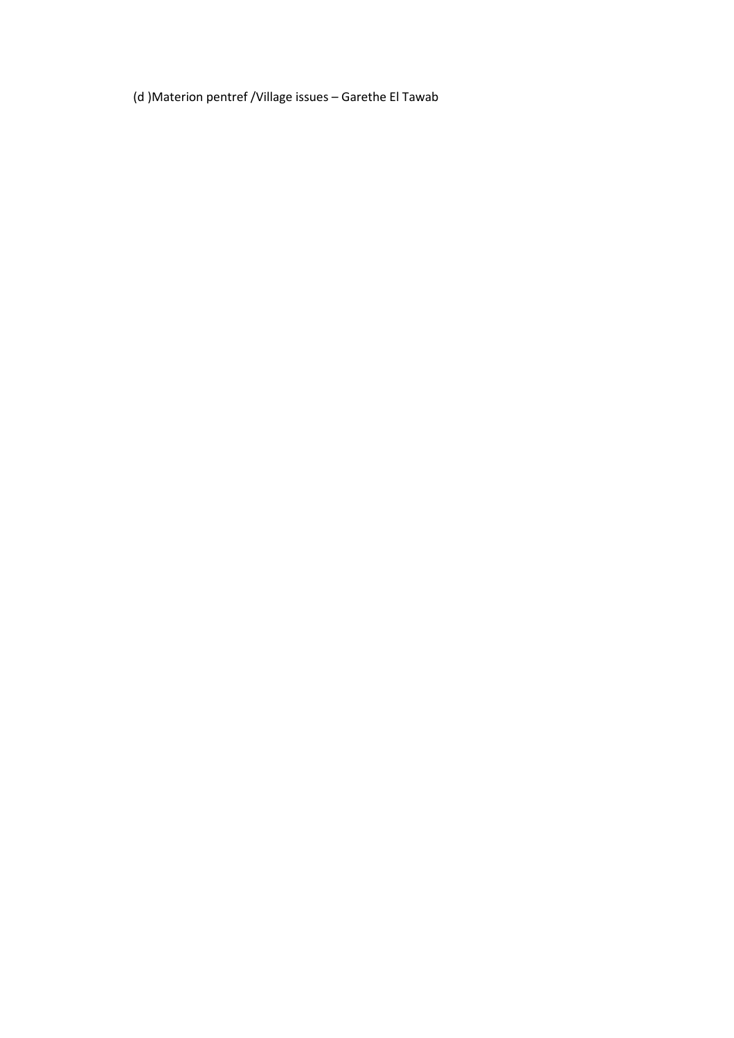(d )Materion pentref /Village issues – Garethe El Tawab